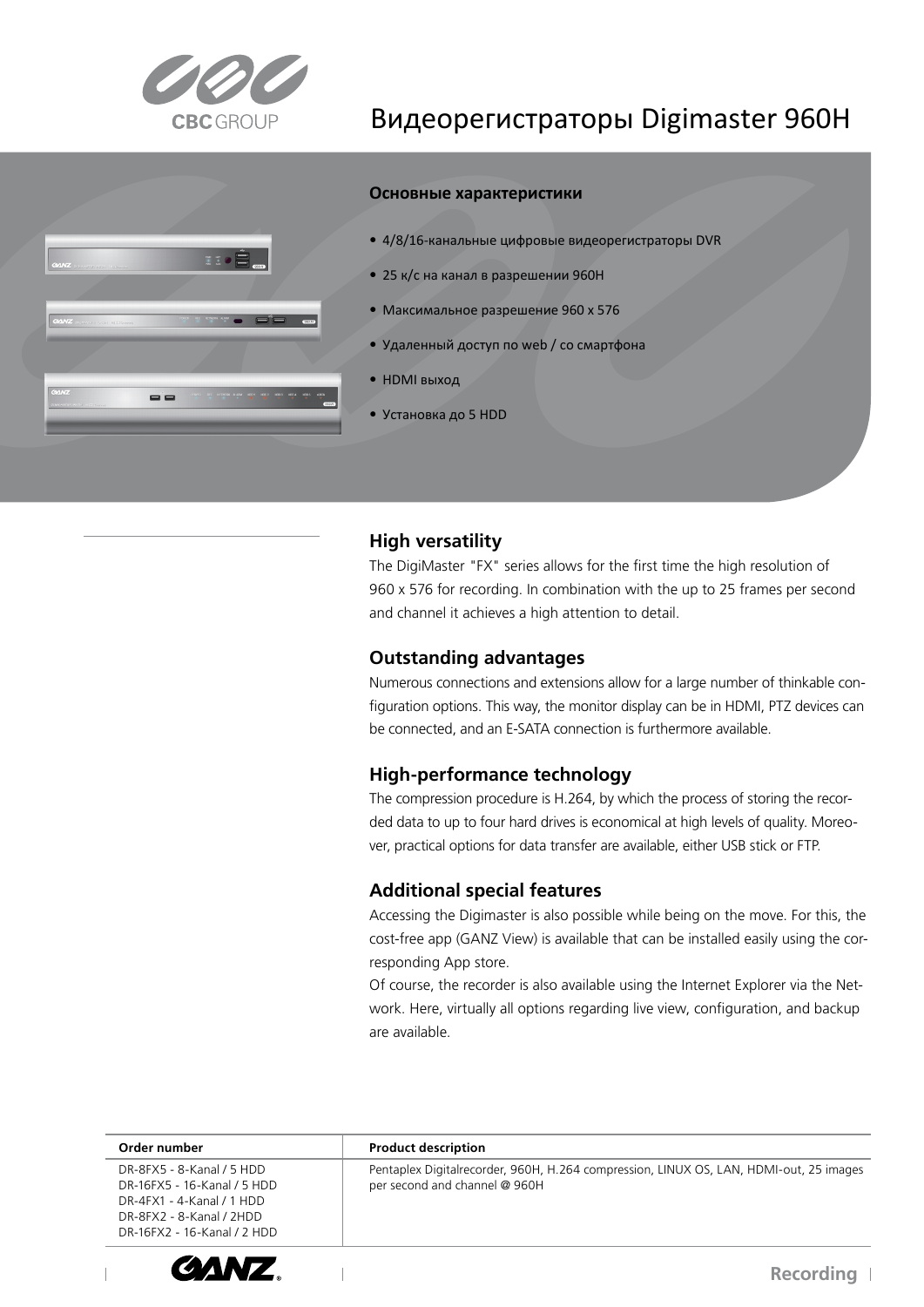# Видеорегистраторы Digimaster 960H

### Основные характеристики

- 4/8/16-канальные цифровые видеорегистраторы DVR
- 25 к/с на канал в разрешении 960H
- Максимальное разрешение 960 x 576
- Удаленный доступ по web / со смартфона
- HDMI выход
- Установка до 5 HDD

## High versatility

The DigiMaster "FX" series allows for the first time the high resolution of 960 x 576 for recording. In combination with the up to 25 frames per second and channel it achieves a high attention to detail.

## Outstanding advantages

Numerous connections and extensions allow for a large number of thinkable configuration options. This way, the monitor display can be in HDMI, PTZ devices can be connected, and an E-SATA connection is furthermore available.

## High-performance technology

The compression procedure is H.264, by which the process of storing the recorded data to up to four hard drives is economical at high levels of quality. Moreover, practical options for data transfer are available, either USB stick or FTP.

## Additional special features

Accessing the Digimaster is also possible while being on the move. For this, the cost-free app (GANZ View) is available that can be installed easily using the corresponding App store.

Of course, the recorder is also available using the Internet Explorer via the Network. Here, virtually all options regarding live view, configuration, and backup are available.

| Order number | Product description |
|---|---|
| DR-8FX5 - 8-Kanal / 5 HDD<br>DR-16FX5 - 16-Kanal / 5 HDD<br>DR-4FX1 - 4-Kanal / 1 HDD<br>DR-8FX2 - 8-Kanal / 2HDD<br>DR-16FX2 - 16-Kanal / 2 HDD | Pentaplex Digitalrecorder, 960H, H.264 compression, LINUX OS, LAN, HDMI-out, 25 images per second and channel @ 960H |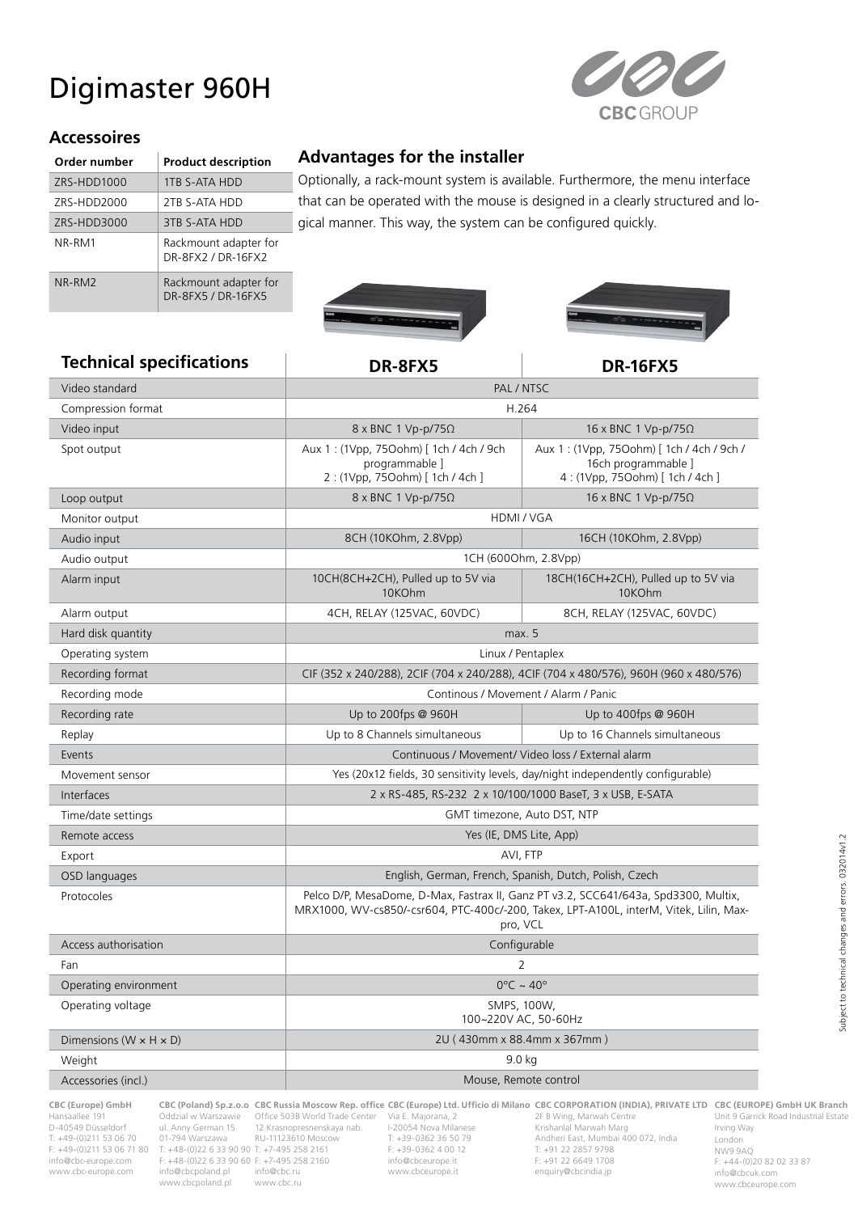# Digimaster 960H

## Accessoires

| Order number | Product description |
|---|---|
| ZRS-HDD1000 | 1TB S-ATA HDD |
| ZRS-HDD2000 | 2TB S-ATA HDD |
| ZRS-HDD3000 | 3TB S-ATA HDD |
| NR-RM1 | Rackmount adapter for DR-8FX2 / DR-16FX2 |
| NR-RM2 | Rackmount adapter for DR-8FX5 / DR-16FX5 |

## Advantages for the installer

Optionally, a rack-mount system is available. Furthermore, the menu interface that can be operated with the mouse is designed in a clearly structured and logical manner. This way, the system can be configured quickly.

| Technical specifications | DR-8FX5 | DR-16FX5 |
|---|---|---|
| Video standard | PAL / NTSC | |
| Compression format | H.264 | |
| Video input | 8 x BNC 1 Vp-p/75Ω | 16 x BNC 1 Vp-p/75Ω |
| Spot output | Aux 1 : (1Vpp, 75Oohm) [ 1ch / 4ch / 9ch programmable ] 2 : (1Vpp, 75Oohm) [ 1ch / 4ch ] | Aux 1 : (1Vpp, 75Oohm) [ 1ch / 4ch / 9ch / 16ch programmable ] 4 : (1Vpp, 75Oohm) [ 1ch / 4ch ] |
| Loop output | 8 x BNC 1 Vp-p/75Ω | 16 x BNC 1 Vp-p/75Ω |
| Monitor output | HDMI / VGA | |
| Audio input | 8CH (10KOhm, 2.8Vpp) | 16CH (10KOhm, 2.8Vpp) |
| Audio output | 1CH (600Ohm, 2.8Vpp) | |
| Alarm input | 10CH(8CH+2CH), Pulled up to 5V via 10KOhm | 18CH(16CH+2CH), Pulled up to 5V via 10KOhm |
| Alarm output | 4CH, RELAY (125VAC, 60VDC) | 8CH, RELAY (125VAC, 60VDC) |
| Hard disk quantity | max. 5 | |
| Operating system | Linux / Pentaplex | |
| Recording format | CIF (352 x 240/288), 2CIF (704 x 240/288), 4CIF (704 x 480/576), 960H (960 x 480/576) | |
| Recording mode | Continous / Movement / Alarm / Panic | |
| Recording rate | Up to 200fps @ 960H | Up to 400fps @ 960H |
| Replay | Up to 8 Channels simultaneous | Up to 16 Channels simultaneous |
| Events | Continuous / Movement/ Video loss / External alarm | |
| Movement sensor | Yes (20x12 fields, 30 sensitivity levels, day/night independently configurable) | |
| Interfaces | 2 x RS-485, RS-232 2 x 10/100/1000 BaseT, 3 x USB, E-SATA | |
| Time/date settings | GMT timezone, Auto DST, NTP | |
| Remote access | Yes (IE, DMS Lite, App) | |
| Export | AVI, FTP | |
| OSD languages | English, German, French, Spanish, Dutch, Polish, Czech | |
| Protocoles | Pelco D/P, MesaDome, D-Max, Fastrax II, Ganz PT v3.2, SCC641/643a, Spd3300, Multix, MRX1000, WV-cs850/-csr604, PTC-400c/-200, Takex, LPT-A100L, interM, Vitek, Lilin, Max-pro, VCL | |
| Access authorisation | Configurable | |
| Fan | 2 | |
| Operating environment | 0°C ~ 40° | |
| Operating voltage | SMPS, 100W, 100~220V AC, 50-60Hz | |
| Dimensions (W × H × D) | 2U ( 430mm x 88.4mm x 367mm ) | |
| Weight | 9.0 kg | |
| Accessories (incl.) | Mouse, Remote control | |

Subject to technical changes and errors. 032014v1.2

**CBC (Europe) GmbH**
Hansaallee 191
D-40549 Düsseldorf
T: +49-(0)211 53 06 70
F: +49-(0)211 53 06 71 80
info@cbc-europe.com
www.cbc-europe.com

**CBC (Poland) Sp.z.o.o**
Oddzial w Warszawie
ul. Anny German 15
01-794 Warszawa
T: +48-(0)22 6 33 90 90
F: +48-(0)22 6 33 90 60
info@cbcpoland.pl
www.cbcpoland.pl

**CBC Russia Moscow Rep. office**
Office 503B World Trade Center
12 Krasnopresnenskaya nab.
RU-11123610 Moscow
T: +7-495 258 2161
F: +7-495 258 2160
info@cbc.ru
www.cbc.ru

**CBC (Europe) Ltd. Ufficio di Milano**
Via E. Majorana, 2
I-20054 Nova Milanese
T: +39-0362 36 50 79
F: +39-0362 4 00 12
info@cbceurope.it
www.cbceurope.it

**CBC CORPORATION (INDIA), PRIVATE LTD**
2F B Wing, Marwah Centre
Krishanlal Marwah Marg
Andheri East, Mumbai 400 072, India
T: +91 22 2857 9798
F: +91 22 6649 1708
enquiry@cbcindia.jp

**CBC (EUROPE) GmbH UK Branch**
Unit 9 Garrick Road Industrial Estate
Irving Way
London
NW9 9AQ
F: +44-(0)20 82 02 33 87
info@cbcuk.com
www.cbceurope.com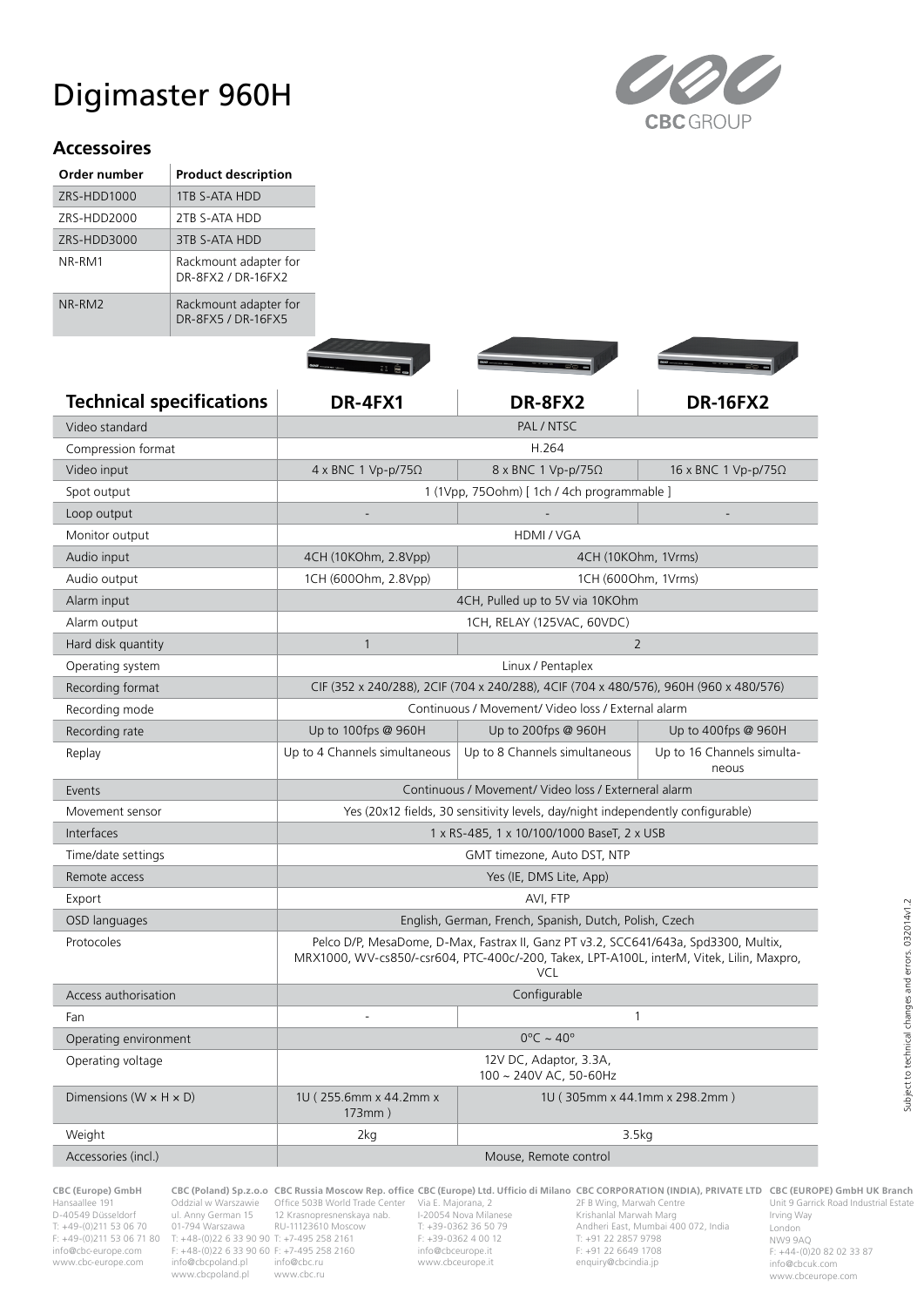# Digimaster 960H

## Accessoires

| Order number | Product description |
|---|---|
| ZRS-HDD1000 | 1TB S-ATA HDD |
| ZRS-HDD2000 | 2TB S-ATA HDD |
| ZRS-HDD3000 | 3TB S-ATA HDD |
| NR-RM1 | Rackmount adapter for DR-8FX2 / DR-16FX2 |
| NR-RM2 | Rackmount adapter for DR-8FX5 / DR-16FX5 |

| Technical specifications | DR-4FX1 | DR-8FX2 | DR-16FX2 |
|---|---|---|---|
| Video standard | PAL / NTSC | | |
| Compression format | H.264 | | |
| Video input | 4 x BNC 1 Vp-p/75Ω | 8 x BNC 1 Vp-p/75Ω | 16 x BNC 1 Vp-p/75Ω |
| Spot output | 1 (1Vpp, 75Oohm) [ 1ch / 4ch programmable ] | | |
| Loop output | - | - | - |
| Monitor output | HDMI / VGA | | |
| Audio input | 4CH (10KOhm, 2.8Vpp) | 4CH (10KOhm, 1Vrms) | |
| Audio output | 1CH (600Ohm, 2.8Vpp) | 1CH (600Ohm, 1Vrms) | |
| Alarm input | 4CH, Pulled up to 5V via 10KOhm | | |
| Alarm output | 1CH, RELAY (125VAC, 60VDC) | | |
| Hard disk quantity | 1 | 2 | |
| Operating system | Linux / Pentaplex | | |
| Recording format | CIF (352 x 240/288), 2CIF (704 x 240/288), 4CIF (704 x 480/576), 960H (960 x 480/576) | | |
| Recording mode | Continuous / Movement/ Video loss / External alarm | | |
| Recording rate | Up to 100fps @ 960H | Up to 200fps @ 960H | Up to 400fps @ 960H |
| Replay | Up to 4 Channels simultaneous | Up to 8 Channels simultaneous | Up to 16 Channels simulta-neous |
| Events | Continuous / Movement/ Video loss / Externeral alarm | | |
| Movement sensor | Yes (20x12 fields, 30 sensitivity levels, day/night independently configurable) | | |
| Interfaces | 1 x RS-485, 1 x 10/100/1000 BaseT, 2 x USB | | |
| Time/date settings | GMT timezone, Auto DST, NTP | | |
| Remote access | Yes (IE, DMS Lite, App) | | |
| Export | AVI, FTP | | |
| OSD languages | English, German, French, Spanish, Dutch, Polish, Czech | | |
| Protocoles | Pelco D/P, MesaDome, D-Max, Fastrax II, Ganz PT v3.2, SCC641/643a, Spd3300, Multix, MRX1000, WV-cs850/-csr604, PTC-400c/-200, Takex, LPT-A100L, interM, Vitek, Lilin, Maxpro, VCL | | |
| Access authorisation | Configurable | | |
| Fan | - | 1 | |
| Operating environment | 0°C ~ 40° | | |
| Operating voltage | 12V DC, Adaptor, 3.3A, 100 ~ 240V AC, 50-60Hz | | |
| Dimensions (W × H × D) | 1U ( 255.6mm x 44.2mm x 173mm ) | 1U ( 305mm x 44.1mm x 298.2mm ) | |
| Weight | 2kg | 3.5kg | |
| Accessories (incl.) | Mouse, Remote control | | |

Subject to technical changes and errors. 032014v1.2

**CBC (Europe) GmbH**
Hansaallee 191
D-40549 Düsseldorf
T: +49-(0)211 53 06 70
F: +49-(0)211 53 06 71 80
info@cbc-europe.com
www.cbc-europe.com

**CBC (Poland) Sp.z.o.o**
Oddział w Warszawie
ul. Anny German 15
01-794 Warszawa
T: +48-(0)22 6 33 90 90
F: +48-(0)22 6 33 90 60
info@cbcpoland.pl
www.cbcpoland.pl

**CBC Russia Moscow Rep. office**
Office 503B World Trade Center
12 Krasnopresnenskaya nab.
RU-11123610 Moscow
T: +7-495 258 2161
F: +7-495 258 2160
info@cbc.ru
www.cbc.ru

**CBC (Europe) Ltd. Ufficio di Milano**
Via E. Majorana, 2
I-20054 Nova Milanese
T: +39-0362 36 50 79
F: +39-0362 4 00 12
info@cbceurope.it
www.cbceurope.it

**CBC CORPORATION (INDIA), PRIVATE LTD**
2F B Wing, Marwah Centre
Krishanlal Marwah Marg
Andheri East, Mumbai 400 072, India
T: +91 22 2857 9798
F: +91 22 6649 1708
enquiry@cbcindia.jp

**CBC (EUROPE) GmbH UK Branch**
Unit 9 Garrick Road Industrial Estate
Irving Way
London
NW9 9AQ
F: +44-(0)20 82 02 33 87
info@cbcuk.com
www.cbceurope.com